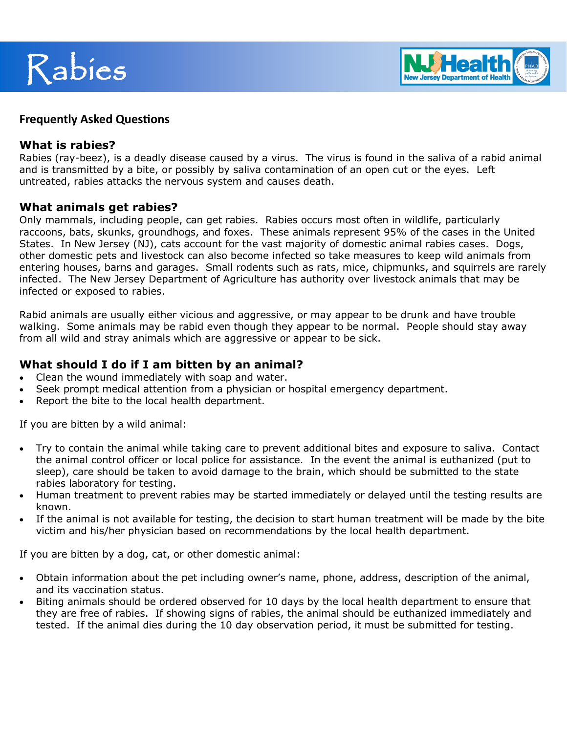# Rabies

## Frequently Asked Questions

### What is rabies?

Rabies (ray-beez), is a deadly disease caused by a virus. The virus is found in the saliva of a rabid animal and is transmitted by a bite, or possibly by saliva contamination of an open cut or the eyes. Left untreated, rabies attacks the nervous system and causes death.

### What animals get rabies?

Only mammals, including people, can get rabies. Rabies occurs most often in wildlife, particularly raccoons, bats, skunks, groundhogs, and foxes. These animals represent 95% of the cases in the United States. In New Jersey (NJ), cats account for the vast majority of domestic animal rabies cases. Dogs, other domestic pets and livestock can also become infected so take measures to keep wild animals from entering houses, barns and garages. Small rodents such as rats, mice, chipmunks, and squirrels are rarely infected. The New Jersey Department of Agriculture has authority over livestock animals that may be infected or exposed to rabies.

Rabid animals are usually either vicious and aggressive, or may appear to be drunk and have trouble walking. Some animals may be rabid even though they appear to be normal. People should stay away from all wild and stray animals which are aggressive or appear to be sick.

### What should I do if I am bitten by an animal?

- Clean the wound immediately with soap and water.
- Seek prompt medical attention from a physician or hospital emergency department.
- Report the bite to the local health department.

If you are bitten by a wild animal:

- Try to contain the animal while taking care to prevent additional bites and exposure to saliva. Contact the animal control officer or local police for assistance. In the event the animal is euthanized (put to sleep), care should be taken to avoid damage to the brain, which should be submitted to the state rabies laboratory for testing.
- Human treatment to prevent rabies may be started immediately or delayed until the testing results are known.
- If the animal is not available for testing, the decision to start human treatment will be made by the bite victim and his/her physician based on recommendations by the local health department.

If you are bitten by a dog, cat, or other domestic animal:

- Obtain information about the pet including owner's name, phone, address, description of the animal, and its vaccination status.
- Biting animals should be ordered observed for 10 days by the local health department to ensure that they are free of rabies. If showing signs of rabies, the animal should be euthanized immediately and tested. If the animal dies during the 10 day observation period, it must be submitted for testing.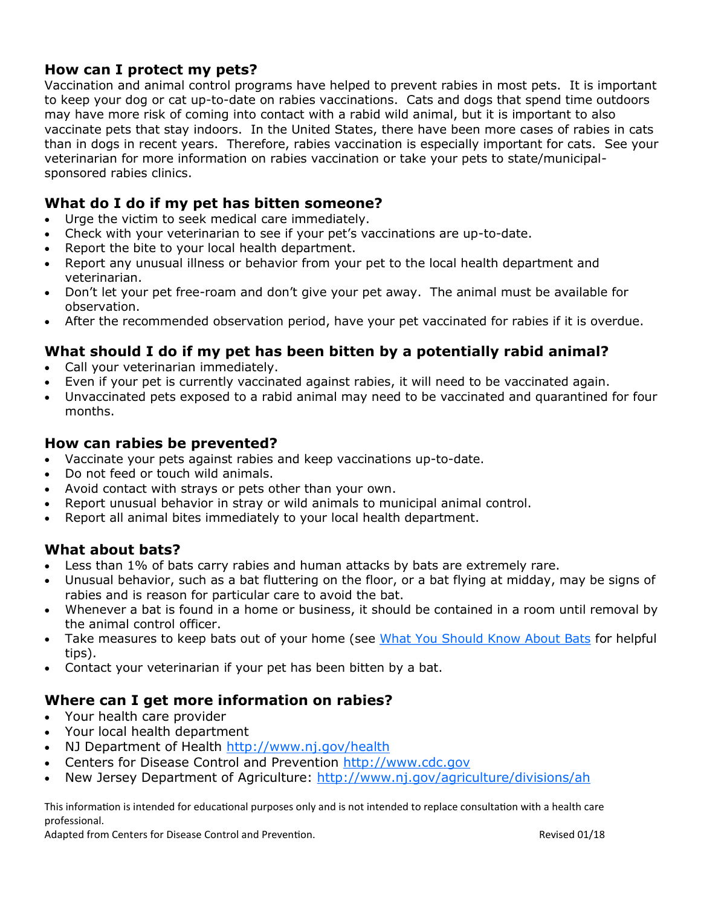## How can I protect my pets?

Vaccination and animal control programs have helped to prevent rabies in most pets. It is important to keep your dog or cat up-to-date on rabies vaccinations. Cats and dogs that spend time outdoors may have more risk of coming into contact with a rabid wild animal, but it is important to also vaccinate pets that stay indoors. In the United States, there have been more cases of rabies in cats than in dogs in recent years. Therefore, rabies vaccination is especially important for cats. See your veterinarian for more information on rabies vaccination or take your pets to state/municipal-sponsored rabies clinics.

## What do I do if my pet has bitten someone?

- Urge the victim to seek medical care immediately.
- Check with your veterinarian to see if your pet's vaccinations are up-to-date.
- Report the bite to your local health department.
- Report any unusual illness or behavior from your pet to the local health department and veterinarian.
- Don't let your pet free-roam and don't give your pet away. The animal must be available for observation.
- After the recommended observation period, have your pet vaccinated for rabies if it is overdue.

## What should I do if my pet has been bitten by a potentially rabid animal?

- Call your veterinarian immediately.
- Even if your pet is currently vaccinated against rabies, it will need to be vaccinated again.
- Unvaccinated pets exposed to a rabid animal may need to be vaccinated and quarantined for four months.

## How can rabies be prevented?

- Vaccinate your pets against rabies and keep vaccinations up-to-date.
- Do not feed or touch wild animals.
- Avoid contact with strays or pets other than your own.
- Report unusual behavior in stray or wild animals to municipal animal control.
- Report all animal bites immediately to your local health department.

## What about bats?

- Less than 1% of bats carry rabies and human attacks by bats are extremely rare.
- Unusual behavior, such as a bat fluttering on the floor, or a bat flying at midday, may be signs of rabies and is reason for particular care to avoid the bat.
- Whenever a bat is found in a home or business, it should be contained in a room until removal by the animal control officer.
- Take measures to keep bats out of your home (see What You Should Know About Bats for helpful tips).
- Contact your veterinarian if your pet has been bitten by a bat.

## Where can I get more information on rabies?

- Your health care provider
- Your local health department
- NJ Department of Health http://www.nj.gov/health
- Centers for Disease Control and Prevention http://www.cdc.gov
- New Jersey Department of Agriculture: http://www.nj.gov/agriculture/divisions/ah

This information is intended for educational purposes only and is not intended to replace consultation with a health care professional.

Adapted from Centers for Disease Control and Prevention.

Revised 01/18